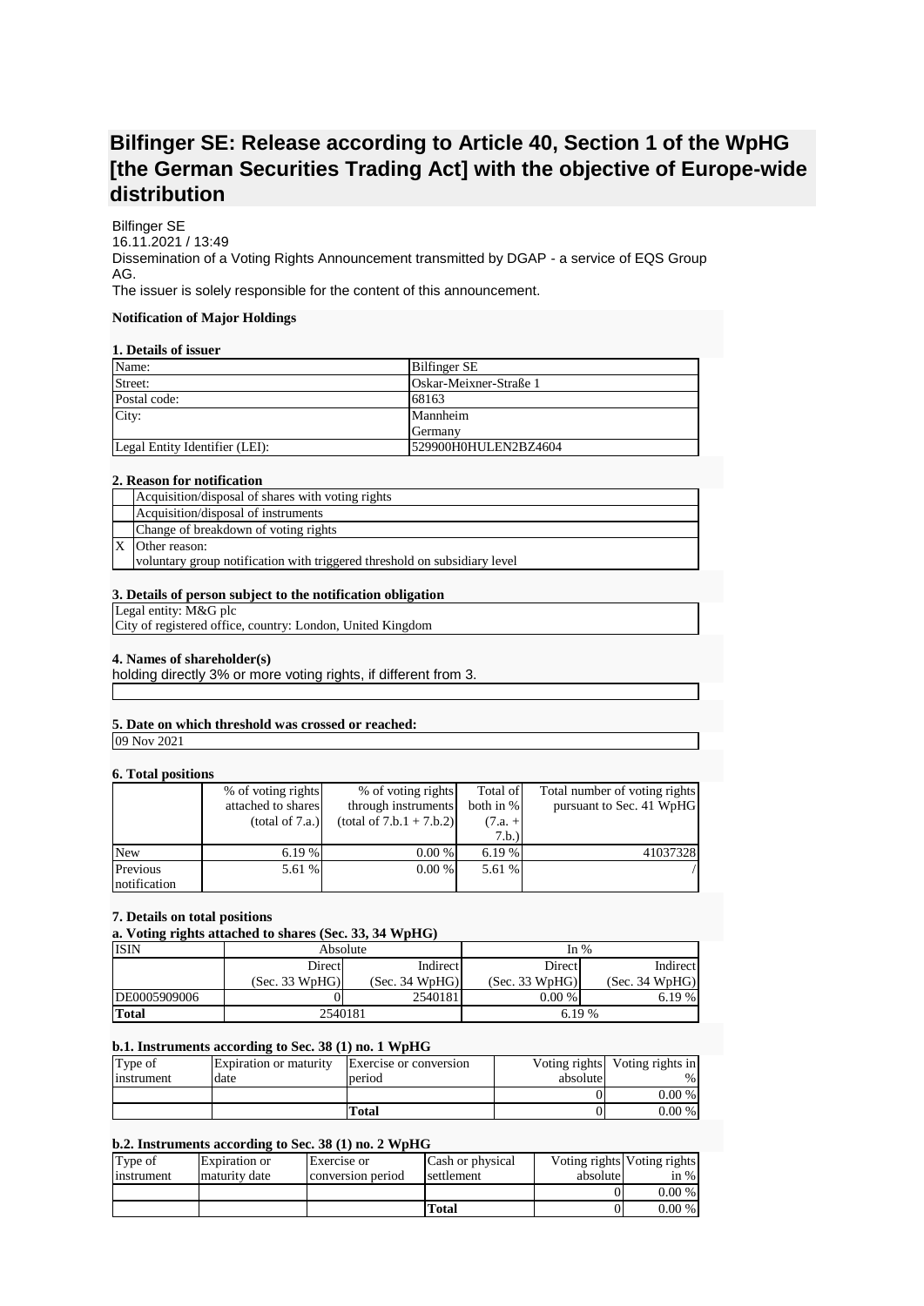# Bilfinger SE: Release according to Article 40, Section 1 of the WpHG [the German Securities Trading Act] with the objective of Europe-wide distribution

Bilfinger SE
16.11.2021 / 13:49
Dissemination of a Voting Rights Announcement transmitted by DGAP - a service of EQS Group AG.
The issuer is solely responsible for the content of this announcement.

**Notification of Major Holdings**

**1. Details of issuer**

| Name: | Bilfinger SE |
|---|---|
| Street: | Oskar-Meixner-Straße 1 |
| Postal code: | 68163 |
| City: | Mannheim<br>Germany |
| Legal Entity Identifier (LEI): | 529900H0HULEN2BZ4604 |

**2. Reason for notification**

| | |
|---|---|
| | Acquisition/disposal of shares with voting rights |
| | Acquisition/disposal of instruments |
| | Change of breakdown of voting rights |
| X | Other reason:<br>voluntary group notification with triggered threshold on subsidiary level |

**3. Details of person subject to the notification obligation**

Legal entity: M&G plc
City of registered office, country: London, United Kingdom

**4. Names of shareholder(s)**
holding directly 3% or more voting rights, if different from 3.

**5. Date on which threshold was crossed or reached:**

09 Nov 2021

**6. Total positions**

| | % of voting rights attached to shares (total of 7.a.) | % of voting rights through instruments (total of 7.b.1 + 7.b.2) | Total of both in % (7.a. + 7.b.) | Total number of voting rights pursuant to Sec. 41 WpHG |
|---|---|---|---|---|
| New | 6.19 % | 0.00 % | 6.19 % | 41037328 |
| Previous notification | 5.61 % | 0.00 % | 5.61 % | / |

**7. Details on total positions**

**a. Voting rights attached to shares (Sec. 33, 34 WpHG)**

| ISIN | Absolute | | In % | |
|---|---|---|---|---|
| | Direct (Sec. 33 WpHG) | Indirect (Sec. 34 WpHG) | Direct (Sec. 33 WpHG) | Indirect (Sec. 34 WpHG) |
| DE0005909006 | 0 | 2540181 | 0.00 % | 6.19 % |
| **Total** | 2540181 | | 6.19 % | |

**b.1. Instruments according to Sec. 38 (1) no. 1 WpHG**

| Type of instrument | Expiration or maturity date | Exercise or conversion period | Voting rights absolute | Voting rights in % |
|---|---|---|---|---|
| | | | 0 | 0.00 % |
| | | **Total** | 0 | 0.00 % |

**b.2. Instruments according to Sec. 38 (1) no. 2 WpHG**

| Type of instrument | Expiration or maturity date | Exercise or conversion period | Cash or physical settlement | Voting rights absolute | Voting rights in % |
|---|---|---|---|---|---|
| | | | | 0 | 0.00 % |
| | | | **Total** | 0 | 0.00 % |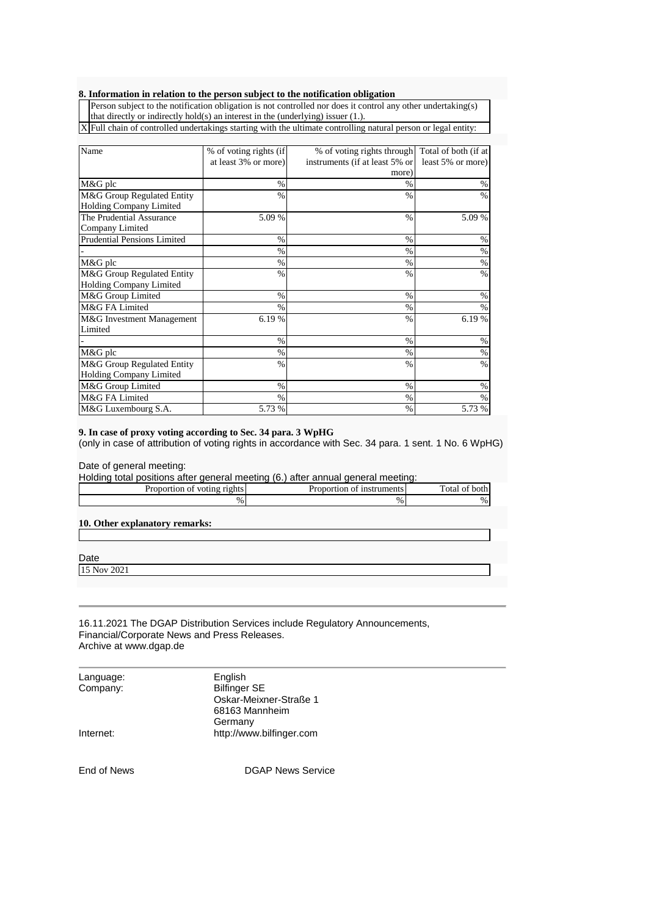**8. Information in relation to the person subject to the notification obligation**

| | |
|---|---|
| | Person subject to the notification obligation is not controlled nor does it control any other undertaking(s) that directly or indirectly hold(s) an interest in the (underlying) issuer (1.). |
| X | Full chain of controlled undertakings starting with the ultimate controlling natural person or legal entity: |

| Name | % of voting rights (if at least 3% or more) | % of voting rights through instruments (if at least 5% or more) | Total of both (if at least 5% or more) |
|---|---|---|---|
| M&G plc | % | % | % |
| M&G Group Regulated Entity Holding Company Limited | % | % | % |
| The Prudential Assurance Company Limited | 5.09 % | % | 5.09 % |
| Prudential Pensions Limited | % | % | % |
| - | % | % | % |
| M&G plc | % | % | % |
| M&G Group Regulated Entity Holding Company Limited | % | % | % |
| M&G Group Limited | % | % | % |
| M&G FA Limited | % | % | % |
| M&G Investment Management Limited | 6.19 % | % | 6.19 % |
| - | % | % | % |
| M&G plc | % | % | % |
| M&G Group Regulated Entity Holding Company Limited | % | % | % |
| M&G Group Limited | % | % | % |
| M&G FA Limited | % | % | % |
| M&G Luxembourg S.A. | 5.73 % | % | 5.73 % |

**9. In case of proxy voting according to Sec. 34 para. 3 WpHG**
(only in case of attribution of voting rights in accordance with Sec. 34 para. 1 sent. 1 No. 6 WpHG)

Date of general meeting:

Holding total positions after general meeting (6.) after annual general meeting:

| Proportion of voting rights | Proportion of instruments | Total of both |
|---|---|---|
| % | % | % |

**10. Other explanatory remarks:**

Date

15 Nov 2021

---

16.11.2021 The DGAP Distribution Services include Regulatory Announcements, Financial/Corporate News and Press Releases.
Archive at www.dgap.de

---

| | |
|---|---|
| Language: | English |
| Company: | Bilfinger SE<br>Oskar-Meixner-Straße 1<br>68163 Mannheim<br>Germany |
| Internet: | http://www.bilfinger.com |

End of News DGAP News Service